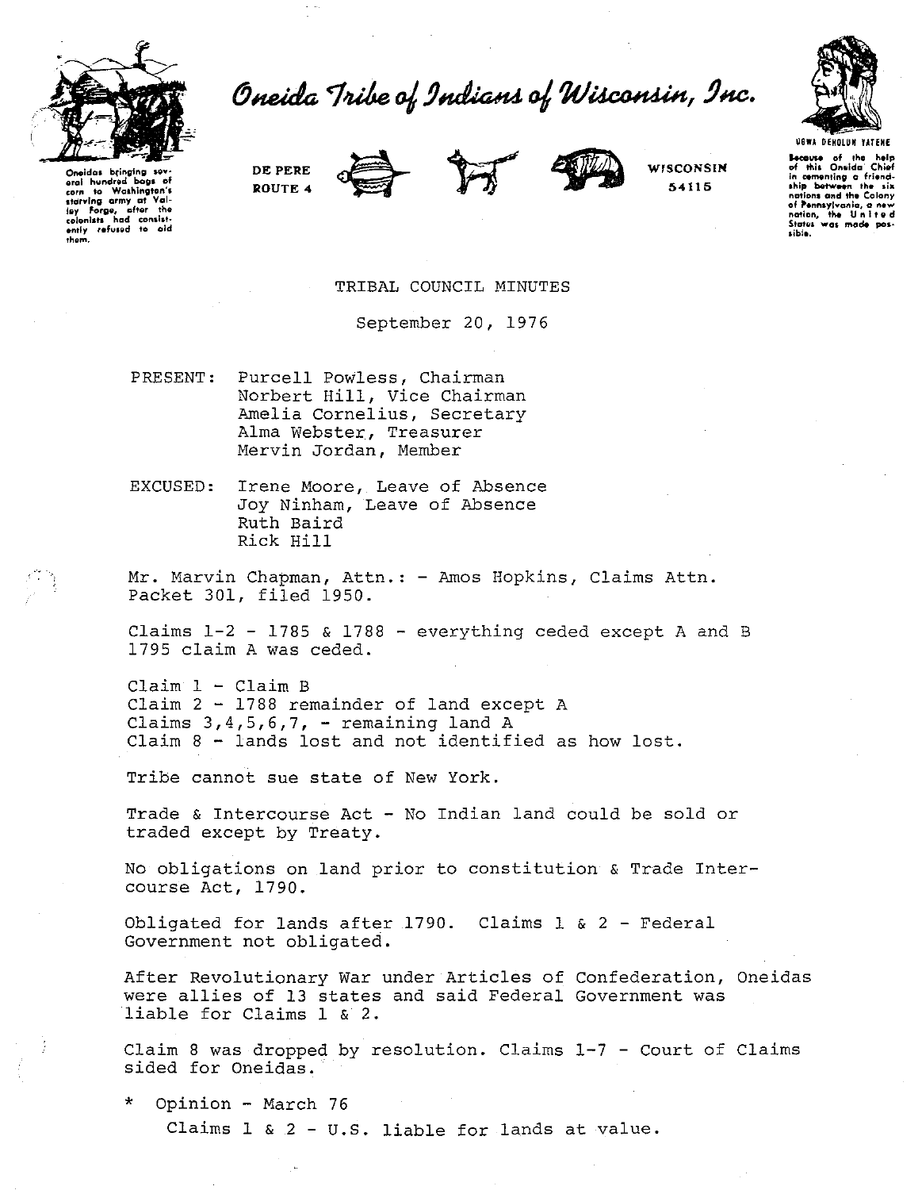# Oneida Tribe of Indians of Wisconsin, Inc.

Oneidas bringing several hundred bags of corn to Washington's starving army at Valley Forge, after the colonists had consistently refused to aid them.

DE PERE
ROUTE 4

WISCONSIN
54115

UGWA DEHOLUN YATENE

Because of the help of this Oneida Chief in cementing a friendship between the six nations and the Colony of Pennsylvania, a new nation, the United States was made possible.

TRIBAL COUNCIL MINUTES

September 20, 1976

PRESENT: Purcell Powless, Chairman
Norbert Hill, Vice Chairman
Amelia Cornelius, Secretary
Alma Webster, Treasurer
Mervin Jordan, Member

EXCUSED: Irene Moore, Leave of Absence
Joy Ninham, Leave of Absence
Ruth Baird
Rick Hill

Mr. Marvin Chapman, Attn.: - Amos Hopkins, Claims Attn.
Packet 301, filed 1950.

Claims 1-2 - 1785 & 1788 - everything ceded except A and B
1795 claim A was ceded.

Claim 1 - Claim B
Claim 2 - 1788 remainder of land except A
Claims 3,4,5,6,7, - remaining land A
Claim 8 - lands lost and not identified as how lost.

Tribe cannot sue state of New York.

Trade & Intercourse Act - No Indian land could be sold or traded except by Treaty.

No obligations on land prior to constitution & Trade Intercourse Act, 1790.

Obligated for lands after 1790. Claims 1 & 2 - Federal Government not obligated.

After Revolutionary War under Articles of Confederation, Oneidas were allies of 13 states and said Federal Government was liable for Claims 1 & 2.

Claim 8 was dropped by resolution. Claims 1-7 - Court of Claims sided for Oneidas.

\* Opinion - March 76
Claims 1 & 2 - U.S. liable for lands at value.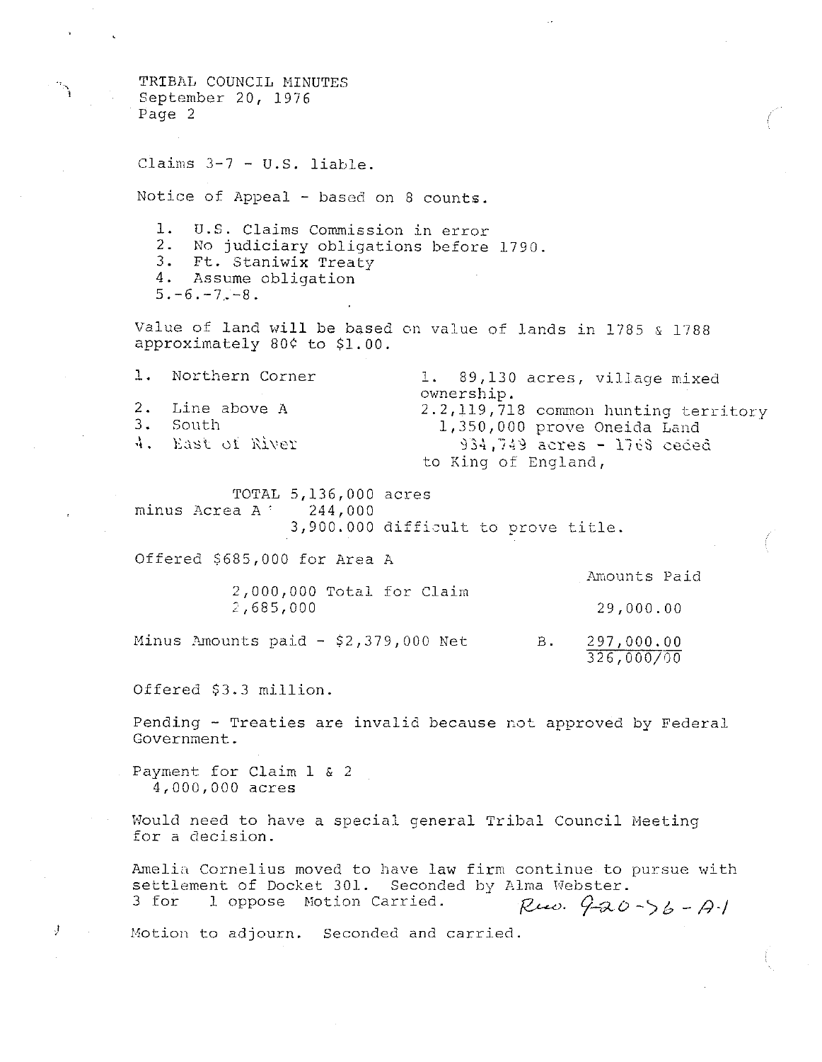TRIBAL COUNCIL MINUTES
September 20, 1976
Page 2

Claims 3-7 - U.S. liable.

Notice of Appeal - based on 8 counts.

1. U.S. Claims Commission in error
2. No judiciary obligations before 1790.
3. Ft. Staniwix Treaty
4. Assume obligation

5.-6.-7.-8.

Value of land will be based on value of lands in 1785 & 1788 approximately 80¢ to $1.00.

| | |
|---|---|
| 1. Northern Corner | 1. 89,130 acres, village mixed ownership. |
| 2. Line above A | 2.2,119,718 common hunting territory |
| 3. South | 1,350,000 prove Oneida Land |
| 4. East of River | 934,749 acres - 1768 ceded to King of England, |

TOTAL 5,136,000 acres
minus Acrea A 244,000
3,900.000 difficult to prove title.

Offered $685,000 for Area A

2,000,000 Total for Claim
2,685,000

Minus Amounts paid - $2,379,000 Net

Amounts Paid
29,000.00
B. 297,000.00
326,000/00

Offered $3.3 million.

Pending - Treaties are invalid because not approved by Federal Government.

Payment for Claim 1 & 2
4,000,000 acres

Would need to have a special general Tribal Council Meeting for a decision.

Amelia Cornelius moved to have law firm continue to pursue with settlement of Docket 301. Seconded by Alma Webster.
3 for 1 oppose Motion Carried. Res. 9-20-76-A-1

Motion to adjourn. Seconded and carried.